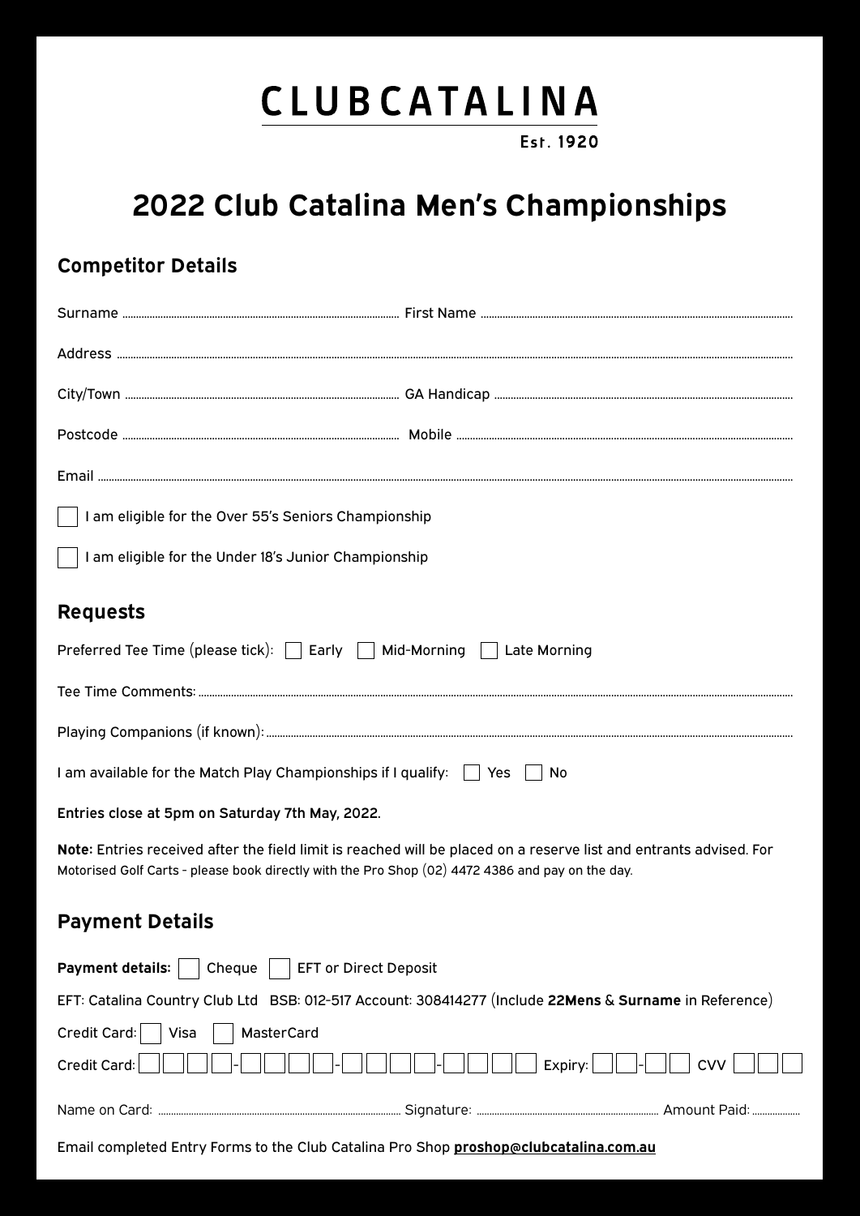# CLUBCATALINA

Est. 1920

# 2022 Club Catalina Men's Championships

## Competitor Details

Surname .............................................................. First Name ..............................................................

Address ..............................................................................................................................................

City/Town .............................................................. GA Handicap ..............................................................

Postcode .............................................................. Mobile ..............................................................

Email ..................................................................................................................................................

☐ I am eligible for the Over 55's Seniors Championship

☐ I am eligible for the Under 18's Junior Championship

## Requests

Preferred Tee Time (please tick): ☐ Early ☐ Mid-Morning ☐ Late Morning

Tee Time Comments: ...................................................................................................................

Playing Companions (if known): ...................................................................................................

I am available for the Match Play Championships if I qualify: ☐ Yes ☐ No

Entries close at 5pm on Saturday 7th May, 2022.

**Note:** Entries received after the field limit is reached will be placed on a reserve list and entrants advised. For Motorised Golf Carts - please book directly with the Pro Shop (02) 4472 4386 and pay on the day.

## Payment Details

**Payment details:** ☐ Cheque ☐ EFT or Direct Deposit

EFT: Catalina Country Club Ltd BSB: 012-517 Account: 308414277 (Include **22Mens** & **Surname** in Reference)

Credit Card: ☐ Visa ☐ MasterCard

Credit Card: ☐☐☐☐-☐☐☐☐-☐☐☐☐-☐☐☐☐ Expiry: ☐☐-☐☐ CVV ☐☐☐

Name on Card: .............................................................. Signature: .............................................................. Amount Paid: ..................

Email completed Entry Forms to the Club Catalina Pro Shop **proshop@clubcatalina.com.au**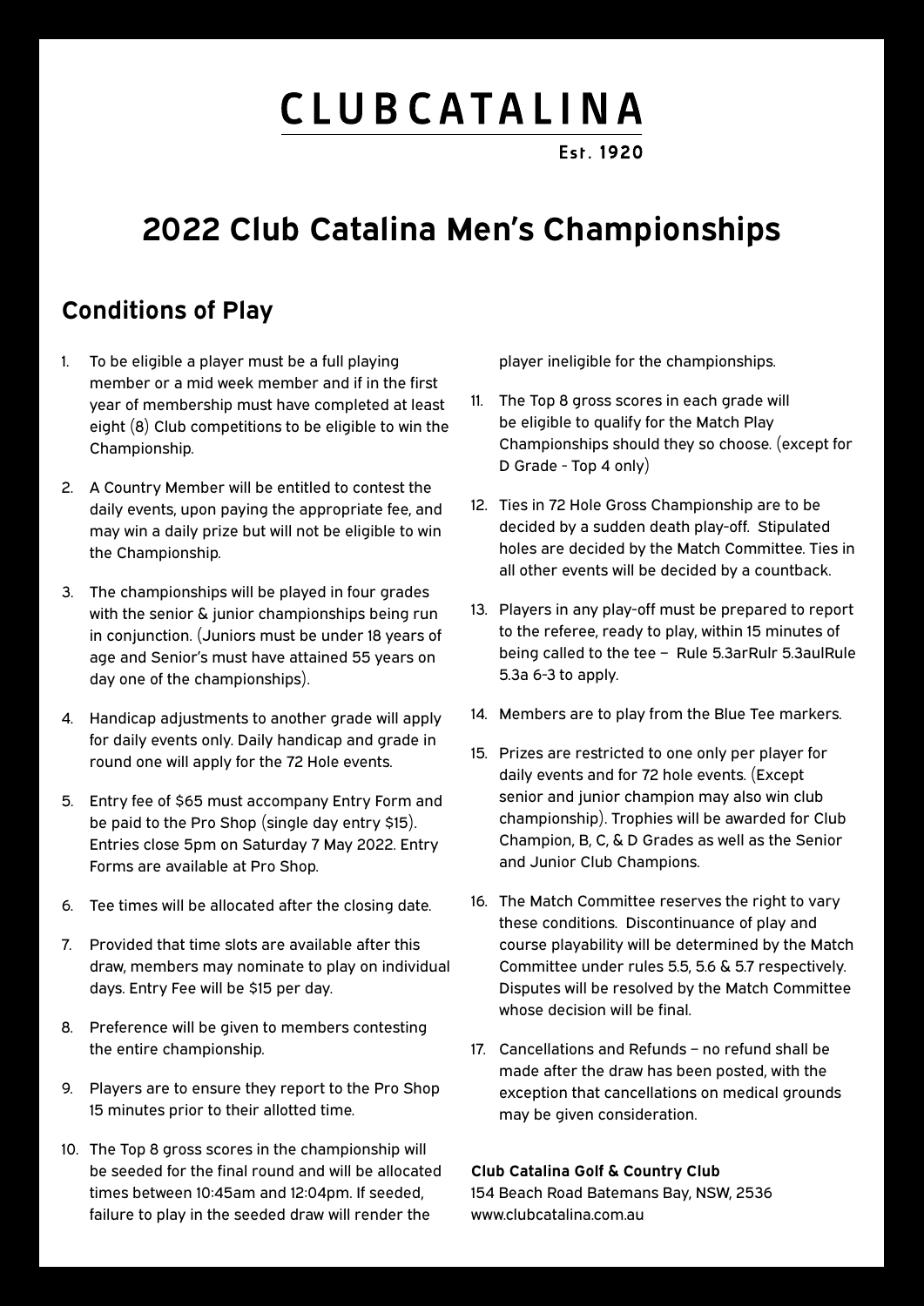# CLUBCATALINA

Est. 1920

# 2022 Club Catalina Men's Championships

## Conditions of Play

1. To be eligible a player must be a full playing member or a mid week member and if in the first year of membership must have completed at least eight (8) Club competitions to be eligible to win the Championship.

2. A Country Member will be entitled to contest the daily events, upon paying the appropriate fee, and may win a daily prize but will not be eligible to win the Championship.

3. The championships will be played in four grades with the senior & junior championships being run in conjunction. (Juniors must be under 18 years of age and Senior's must have attained 55 years on day one of the championships).

4. Handicap adjustments to another grade will apply for daily events only. Daily handicap and grade in round one will apply for the 72 Hole events.

5. Entry fee of $65 must accompany Entry Form and be paid to the Pro Shop (single day entry $15). Entries close 5pm on Saturday 7 May 2022. Entry Forms are available at Pro Shop.

6. Tee times will be allocated after the closing date.

7. Provided that time slots are available after this draw, members may nominate to play on individual days. Entry Fee will be $15 per day.

8. Preference will be given to members contesting the entire championship.

9. Players are to ensure they report to the Pro Shop 15 minutes prior to their allotted time.

10. The Top 8 gross scores in the championship will be seeded for the final round and will be allocated times between 10:45am and 12:04pm. If seeded, failure to play in the seeded draw will render the player ineligible for the championships.

11. The Top 8 gross scores in each grade will be eligible to qualify for the Match Play Championships should they so choose. (except for D Grade - Top 4 only)

12. Ties in 72 Hole Gross Championship are to be decided by a sudden death play-off. Stipulated holes are decided by the Match Committee. Ties in all other events will be decided by a countback.

13. Players in any play-off must be prepared to report to the referee, ready to play, within 15 minutes of being called to the tee – Rule 5.3arRulr 5.3aulRule 5.3a 6-3 to apply.

14. Members are to play from the Blue Tee markers.

15. Prizes are restricted to one only per player for daily events and for 72 hole events. (Except senior and junior champion may also win club championship). Trophies will be awarded for Club Champion, B, C, & D Grades as well as the Senior and Junior Club Champions.

16. The Match Committee reserves the right to vary these conditions. Discontinuance of play and course playability will be determined by the Match Committee under rules 5.5, 5.6 & 5.7 respectively. Disputes will be resolved by the Match Committee whose decision will be final.

17. Cancellations and Refunds – no refund shall be made after the draw has been posted, with the exception that cancellations on medical grounds may be given consideration.

**Club Catalina Golf & Country Club**
154 Beach Road Batemans Bay, NSW, 2536
www.clubcatalina.com.au